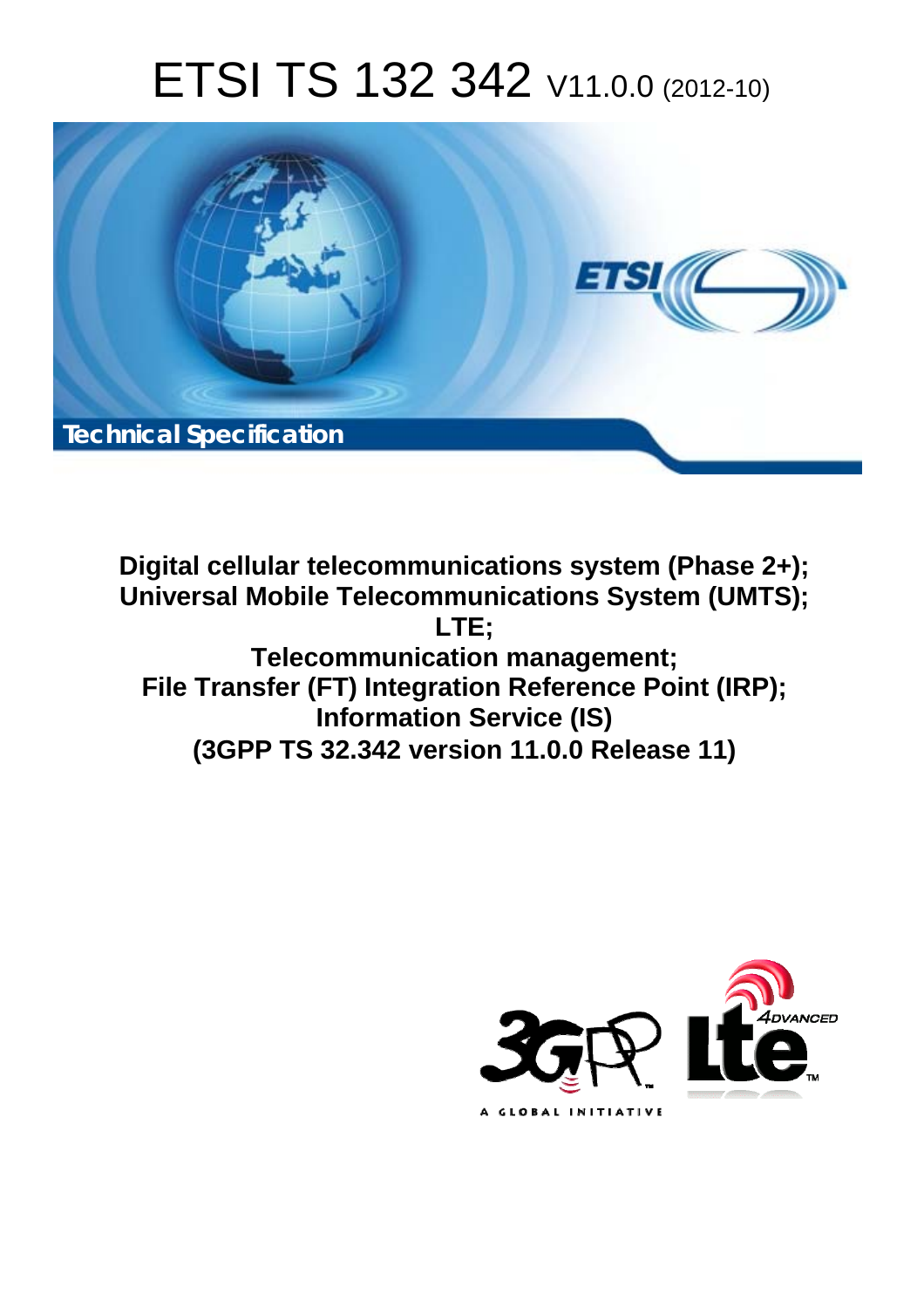# ETSI TS 132 342 V11.0.0 (2012-10)

Technical Specification

**Digital cellular telecommunications system (Phase 2+);**
**Universal Mobile Telecommunications System (UMTS);**
**LTE;**
**Telecommunication management;**
**File Transfer (FT) Integration Reference Point (IRP);**
**Information Service (IS)**
**(3GPP TS 32.342 version 11.0.0 Release 11)**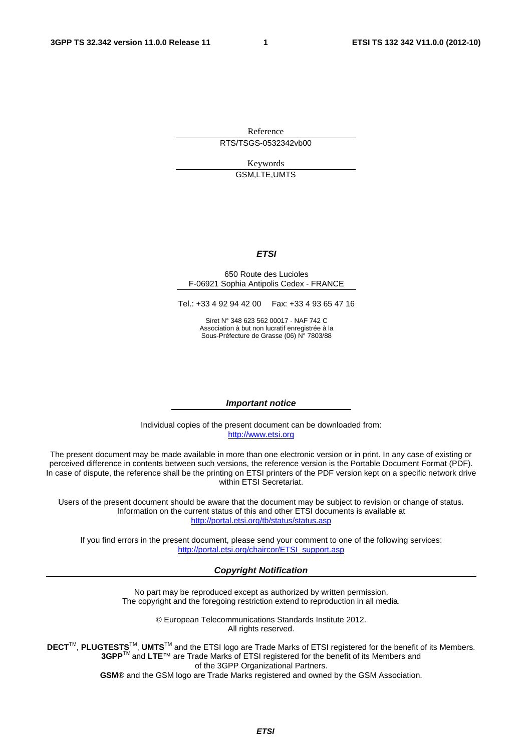Reference

RTS/TSGS-0532342vb00

Keywords

GSM,LTE,UMTS

***ETSI***

650 Route des Lucioles
F-06921 Sophia Antipolis Cedex - FRANCE

Tel.: +33 4 92 94 42 00 Fax: +33 4 93 65 47 16

Siret N° 348 623 562 00017 - NAF 742 C
Association à but non lucratif enregistrée à la
Sous-Préfecture de Grasse (06) N° 7803/88

***Important notice***

Individual copies of the present document can be downloaded from:
http://www.etsi.org

The present document may be made available in more than one electronic version or in print. In any case of existing or perceived difference in contents between such versions, the reference version is the Portable Document Format (PDF). In case of dispute, the reference shall be the printing on ETSI printers of the PDF version kept on a specific network drive within ETSI Secretariat.

Users of the present document should be aware that the document may be subject to revision or change of status. Information on the current status of this and other ETSI documents is available at
http://portal.etsi.org/tb/status/status.asp

If you find errors in the present document, please send your comment to one of the following services:
http://portal.etsi.org/chaircor/ETSI_support.asp

***Copyright Notification***

No part may be reproduced except as authorized by written permission.
The copyright and the foregoing restriction extend to reproduction in all media.

© European Telecommunications Standards Institute 2012.
All rights reserved.

**DECT**™, **PLUGTESTS**™, **UMTS**™ and the ETSI logo are Trade Marks of ETSI registered for the benefit of its Members.
**3GPP**™ and **LTE**™ are Trade Marks of ETSI registered for the benefit of its Members and of the 3GPP Organizational Partners.
**GSM**® and the GSM logo are Trade Marks registered and owned by the GSM Association.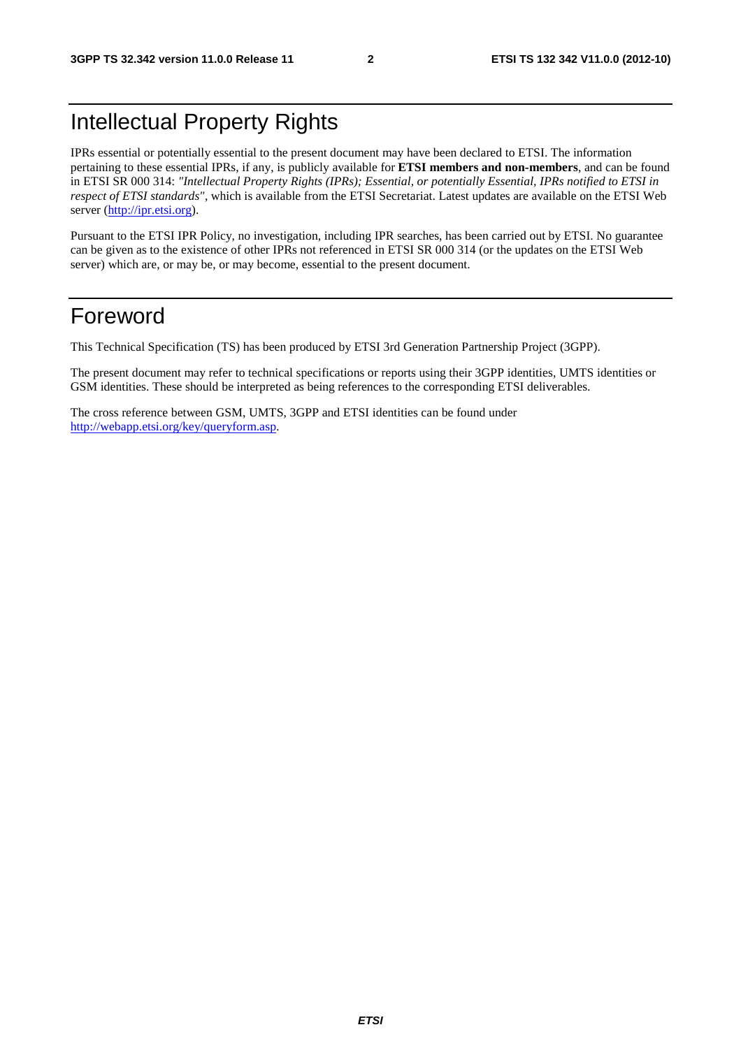# Intellectual Property Rights

IPRs essential or potentially essential to the present document may have been declared to ETSI. The information pertaining to these essential IPRs, if any, is publicly available for **ETSI members and non-members**, and can be found in ETSI SR 000 314: *"Intellectual Property Rights (IPRs); Essential, or potentially Essential, IPRs notified to ETSI in respect of ETSI standards"*, which is available from the ETSI Secretariat. Latest updates are available on the ETSI Web server (http://ipr.etsi.org).

Pursuant to the ETSI IPR Policy, no investigation, including IPR searches, has been carried out by ETSI. No guarantee can be given as to the existence of other IPRs not referenced in ETSI SR 000 314 (or the updates on the ETSI Web server) which are, or may be, or may become, essential to the present document.

# Foreword

This Technical Specification (TS) has been produced by ETSI 3rd Generation Partnership Project (3GPP).

The present document may refer to technical specifications or reports using their 3GPP identities, UMTS identities or GSM identities. These should be interpreted as being references to the corresponding ETSI deliverables.

The cross reference between GSM, UMTS, 3GPP and ETSI identities can be found under http://webapp.etsi.org/key/queryform.asp.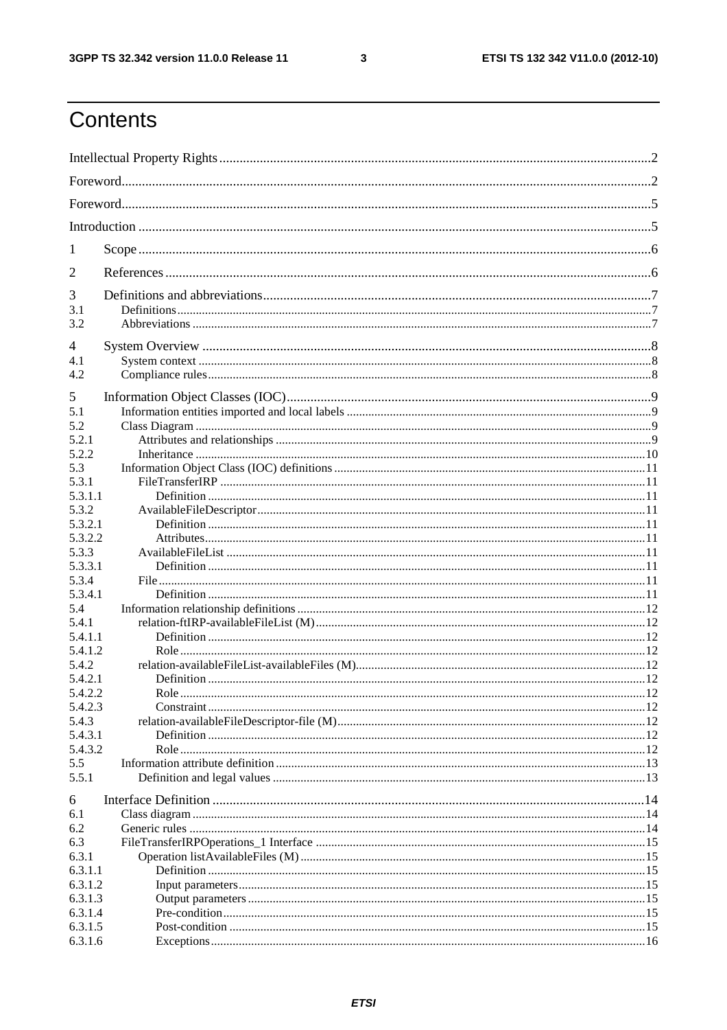# Contents

Intellectual Property Rights ........................................................ 2

Foreword ........................................................ 2

Foreword ........................................................ 5

Introduction ........................................................ 5

1 Scope ........................................................ 6

2 References ........................................................ 6

3 Definitions and abbreviations ........................................................ 7

3.1 Definitions ........................................................ 7

3.2 Abbreviations ........................................................ 7

4 System Overview ........................................................ 8

4.1 System context ........................................................ 8

4.2 Compliance rules ........................................................ 8

5 Information Object Classes (IOC) ........................................................ 9

5.1 Information entities imported and local labels ........................................................ 9

5.2 Class Diagram ........................................................ 9

5.2.1 Attributes and relationships ........................................................ 9

5.2.2 Inheritance ........................................................ 10

5.3 Information Object Class (IOC) definitions ........................................................ 11

5.3.1 FileTransferIRP ........................................................ 11

5.3.1.1 Definition ........................................................ 11

5.3.2 AvailableFileDescriptor ........................................................ 11

5.3.2.1 Definition ........................................................ 11

5.3.2.2 Attributes ........................................................ 11

5.3.3 AvailableFileList ........................................................ 11

5.3.3.1 Definition ........................................................ 11

5.3.4 File ........................................................ 11

5.3.4.1 Definition ........................................................ 11

5.4 Information relationship definitions ........................................................ 12

5.4.1 relation-ftIRP-availableFileList (M) ........................................................ 12

5.4.1.1 Definition ........................................................ 12

5.4.1.2 Role ........................................................ 12

5.4.2 relation-availableFileList-availableFiles (M) ........................................................ 12

5.4.2.1 Definition ........................................................ 12

5.4.2.2 Role ........................................................ 12

5.4.2.3 Constraint ........................................................ 12

5.4.3 relation-availableFileDescriptor-file (M) ........................................................ 12

5.4.3.1 Definition ........................................................ 12

5.4.3.2 Role ........................................................ 12

5.5 Information attribute definition ........................................................ 13

5.5.1 Definition and legal values ........................................................ 13

6 Interface Definition ........................................................ 14

6.1 Class diagram ........................................................ 14

6.2 Generic rules ........................................................ 14

6.3 FileTransferIRPOperations_1 Interface ........................................................ 15

6.3.1 Operation listAvailableFiles (M) ........................................................ 15

6.3.1.1 Definition ........................................................ 15

6.3.1.2 Input parameters ........................................................ 15

6.3.1.3 Output parameters ........................................................ 15

6.3.1.4 Pre-condition ........................................................ 15

6.3.1.5 Post-condition ........................................................ 15

6.3.1.6 Exceptions ........................................................ 16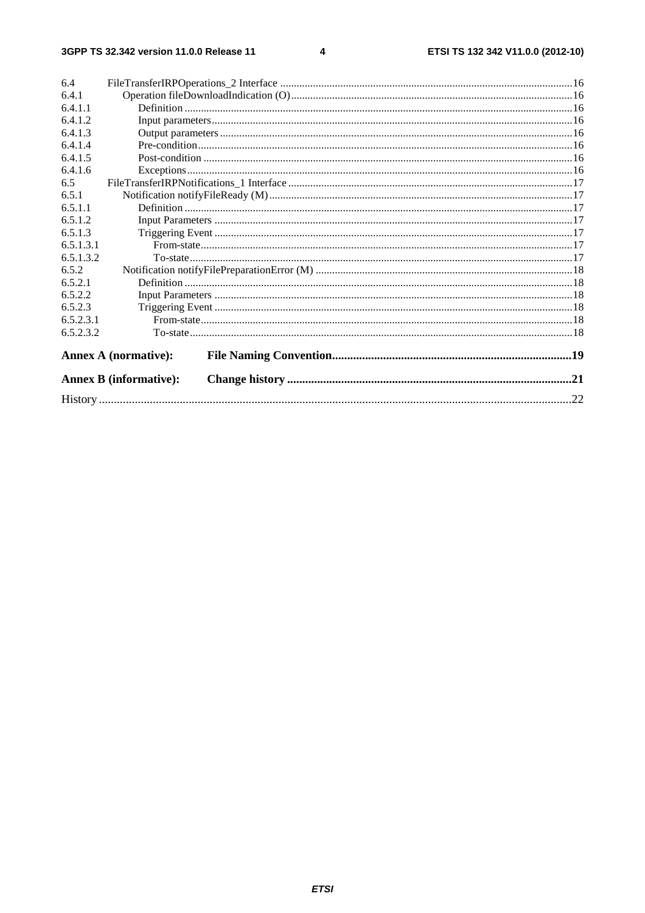| | | |
|---|---|---|
| 6.4 | FileTransferIRPOperations_2 Interface | 16 |
| 6.4.1 | Operation fileDownloadIndication (O) | 16 |
| 6.4.1.1 | Definition | 16 |
| 6.4.1.2 | Input parameters | 16 |
| 6.4.1.3 | Output parameters | 16 |
| 6.4.1.4 | Pre-condition | 16 |
| 6.4.1.5 | Post-condition | 16 |
| 6.4.1.6 | Exceptions | 16 |
| 6.5 | FileTransferIRPNotifications_1 Interface | 17 |
| 6.5.1 | Notification notifyFileReady (M) | 17 |
| 6.5.1.1 | Definition | 17 |
| 6.5.1.2 | Input Parameters | 17 |
| 6.5.1.3 | Triggering Event | 17 |
| 6.5.1.3.1 | From-state | 17 |
| 6.5.1.3.2 | To-state | 17 |
| 6.5.2 | Notification notifyFilePreparationError (M) | 18 |
| 6.5.2.1 | Definition | 18 |
| 6.5.2.2 | Input Parameters | 18 |
| 6.5.2.3 | Triggering Event | 18 |
| 6.5.2.3.1 | From-state | 18 |
| 6.5.2.3.2 | To-state | 18 |
| **Annex A (normative):** | **File Naming Convention** | **19** |
| **Annex B (informative):** | **Change history** | **21** |
| History | | 22 |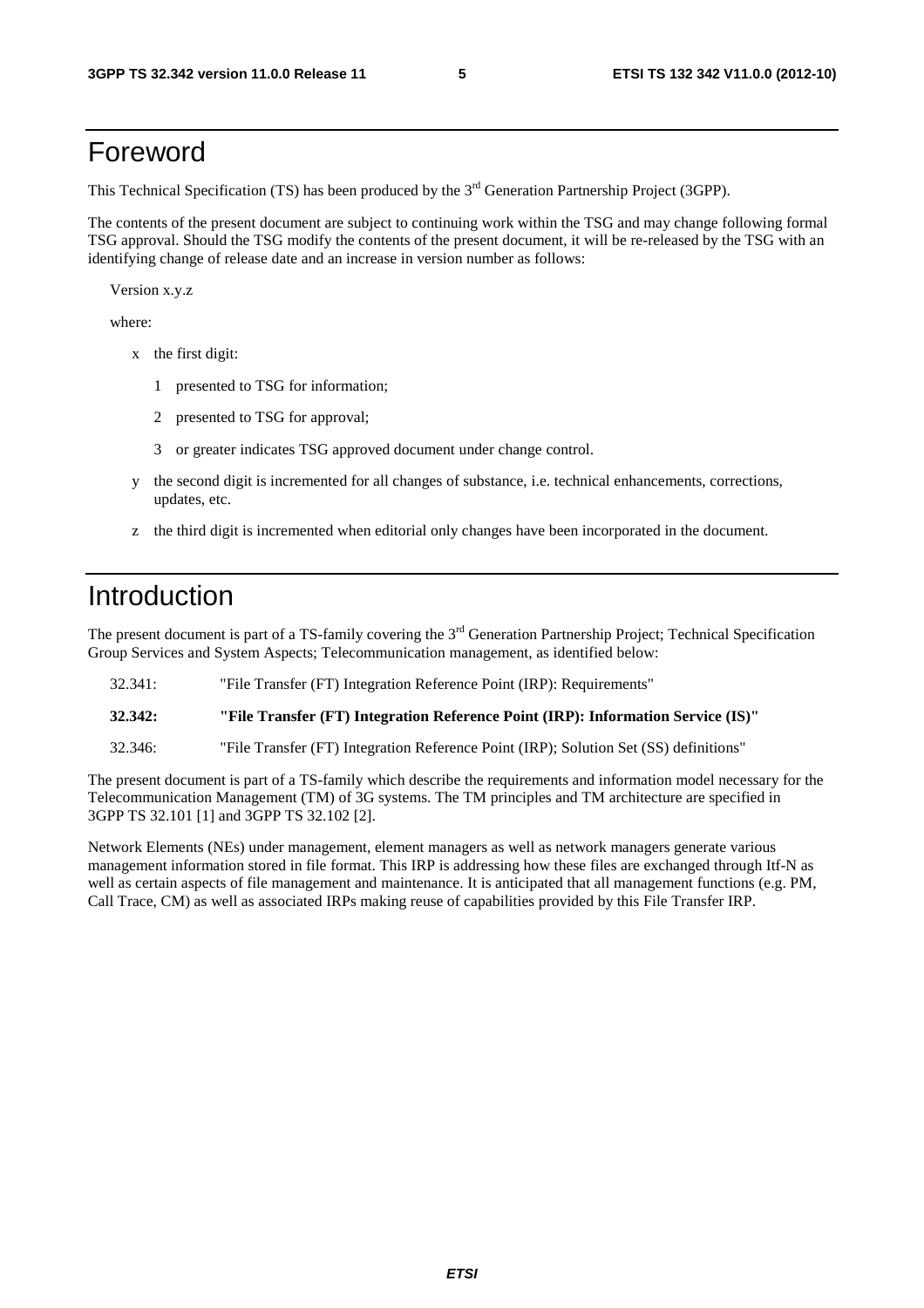# Foreword

This Technical Specification (TS) has been produced by the 3rd Generation Partnership Project (3GPP).

The contents of the present document are subject to continuing work within the TSG and may change following formal TSG approval. Should the TSG modify the contents of the present document, it will be re-released by the TSG with an identifying change of release date and an increase in version number as follows:

Version x.y.z

where:

- x the first digit:
  - 1 presented to TSG for information;
  - 2 presented to TSG for approval;
  - 3 or greater indicates TSG approved document under change control.
- y the second digit is incremented for all changes of substance, i.e. technical enhancements, corrections, updates, etc.
- z the third digit is incremented when editorial only changes have been incorporated in the document.

# Introduction

The present document is part of a TS-family covering the 3rd Generation Partnership Project; Technical Specification Group Services and System Aspects; Telecommunication management, as identified below:

32.341: "File Transfer (FT) Integration Reference Point (IRP): Requirements"

**32.342: "File Transfer (FT) Integration Reference Point (IRP): Information Service (IS)"**

32.346: "File Transfer (FT) Integration Reference Point (IRP); Solution Set (SS) definitions"

The present document is part of a TS-family which describe the requirements and information model necessary for the Telecommunication Management (TM) of 3G systems. The TM principles and TM architecture are specified in 3GPP TS 32.101 [1] and 3GPP TS 32.102 [2].

Network Elements (NEs) under management, element managers as well as network managers generate various management information stored in file format. This IRP is addressing how these files are exchanged through Itf-N as well as certain aspects of file management and maintenance. It is anticipated that all management functions (e.g. PM, Call Trace, CM) as well as associated IRPs making reuse of capabilities provided by this File Transfer IRP.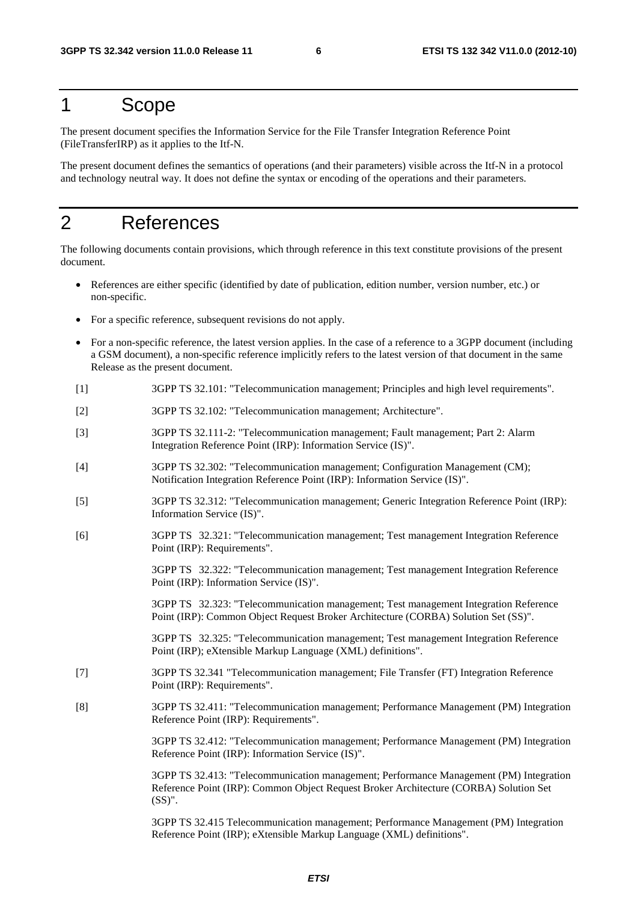# 1 Scope

The present document specifies the Information Service for the File Transfer Integration Reference Point (FileTransferIRP) as it applies to the Itf-N.

The present document defines the semantics of operations (and their parameters) visible across the Itf-N in a protocol and technology neutral way. It does not define the syntax or encoding of the operations and their parameters.

# 2 References

The following documents contain provisions, which through reference in this text constitute provisions of the present document.

- References are either specific (identified by date of publication, edition number, version number, etc.) or non-specific.
- For a specific reference, subsequent revisions do not apply.
- For a non-specific reference, the latest version applies. In the case of a reference to a 3GPP document (including a GSM document), a non-specific reference implicitly refers to the latest version of that document in the same Release as the present document.

[1] 3GPP TS 32.101: "Telecommunication management; Principles and high level requirements".

[2] 3GPP TS 32.102: "Telecommunication management; Architecture".

[3] 3GPP TS 32.111-2: "Telecommunication management; Fault management; Part 2: Alarm Integration Reference Point (IRP): Information Service (IS)".

[4] 3GPP TS 32.302: "Telecommunication management; Configuration Management (CM); Notification Integration Reference Point (IRP): Information Service (IS)".

[5] 3GPP TS 32.312: "Telecommunication management; Generic Integration Reference Point (IRP): Information Service (IS)".

[6] 3GPP TS 32.321: "Telecommunication management; Test management Integration Reference Point (IRP): Requirements".

3GPP TS 32.322: "Telecommunication management; Test management Integration Reference Point (IRP): Information Service (IS)".

3GPP TS 32.323: "Telecommunication management; Test management Integration Reference Point (IRP): Common Object Request Broker Architecture (CORBA) Solution Set (SS)".

3GPP TS 32.325: "Telecommunication management; Test management Integration Reference Point (IRP); eXtensible Markup Language (XML) definitions".

[7] 3GPP TS 32.341 "Telecommunication management; File Transfer (FT) Integration Reference Point (IRP): Requirements".

[8] 3GPP TS 32.411: "Telecommunication management; Performance Management (PM) Integration Reference Point (IRP): Requirements".

3GPP TS 32.412: "Telecommunication management; Performance Management (PM) Integration Reference Point (IRP): Information Service (IS)".

3GPP TS 32.413: "Telecommunication management; Performance Management (PM) Integration Reference Point (IRP): Common Object Request Broker Architecture (CORBA) Solution Set (SS)".

3GPP TS 32.415 Telecommunication management; Performance Management (PM) Integration Reference Point (IRP); eXtensible Markup Language (XML) definitions".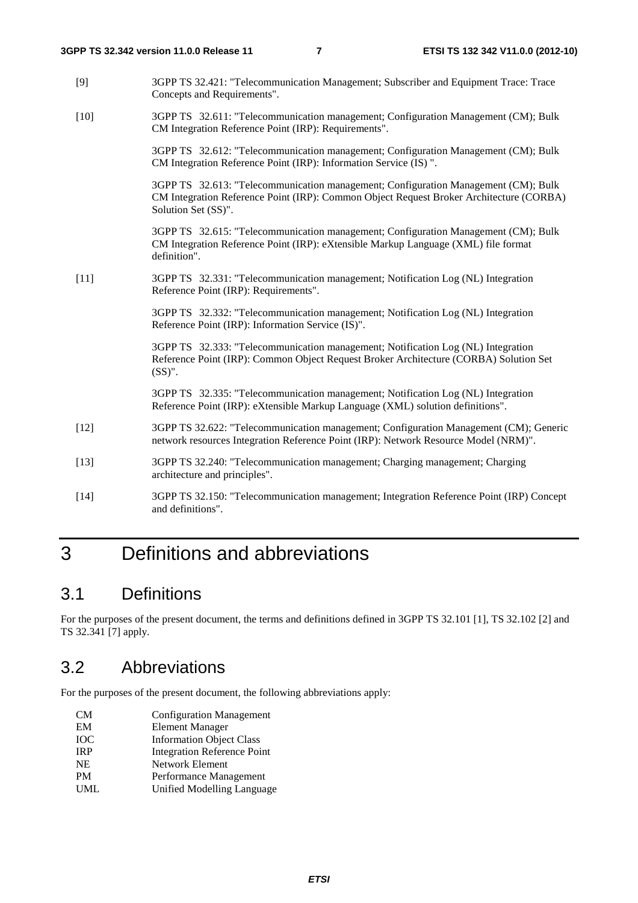[9] 3GPP TS 32.421: "Telecommunication Management; Subscriber and Equipment Trace: Trace Concepts and Requirements".

[10] 3GPP TS 32.611: "Telecommunication management; Configuration Management (CM); Bulk CM Integration Reference Point (IRP): Requirements".

3GPP TS 32.612: "Telecommunication management; Configuration Management (CM); Bulk CM Integration Reference Point (IRP): Information Service (IS) ".

3GPP TS 32.613: "Telecommunication management; Configuration Management (CM); Bulk CM Integration Reference Point (IRP): Common Object Request Broker Architecture (CORBA) Solution Set (SS)".

3GPP TS 32.615: "Telecommunication management; Configuration Management (CM); Bulk CM Integration Reference Point (IRP): eXtensible Markup Language (XML) file format definition".

[11] 3GPP TS 32.331: "Telecommunication management; Notification Log (NL) Integration Reference Point (IRP): Requirements".

3GPP TS 32.332: "Telecommunication management; Notification Log (NL) Integration Reference Point (IRP): Information Service (IS)".

3GPP TS 32.333: "Telecommunication management; Notification Log (NL) Integration Reference Point (IRP): Common Object Request Broker Architecture (CORBA) Solution Set (SS)".

3GPP TS 32.335: "Telecommunication management; Notification Log (NL) Integration Reference Point (IRP): eXtensible Markup Language (XML) solution definitions".

[12] 3GPP TS 32.622: "Telecommunication management; Configuration Management (CM); Generic network resources Integration Reference Point (IRP): Network Resource Model (NRM)".

[13] 3GPP TS 32.240: "Telecommunication management; Charging management; Charging architecture and principles".

[14] 3GPP TS 32.150: "Telecommunication management; Integration Reference Point (IRP) Concept and definitions".

# 3 Definitions and abbreviations

## 3.1 Definitions

For the purposes of the present document, the terms and definitions defined in 3GPP TS 32.101 [1], TS 32.102 [2] and TS 32.341 [7] apply.

## 3.2 Abbreviations

For the purposes of the present document, the following abbreviations apply:

CM Configuration Management
EM Element Manager
IOC Information Object Class
IRP Integration Reference Point
NE Network Element
PM Performance Management
UML Unified Modelling Language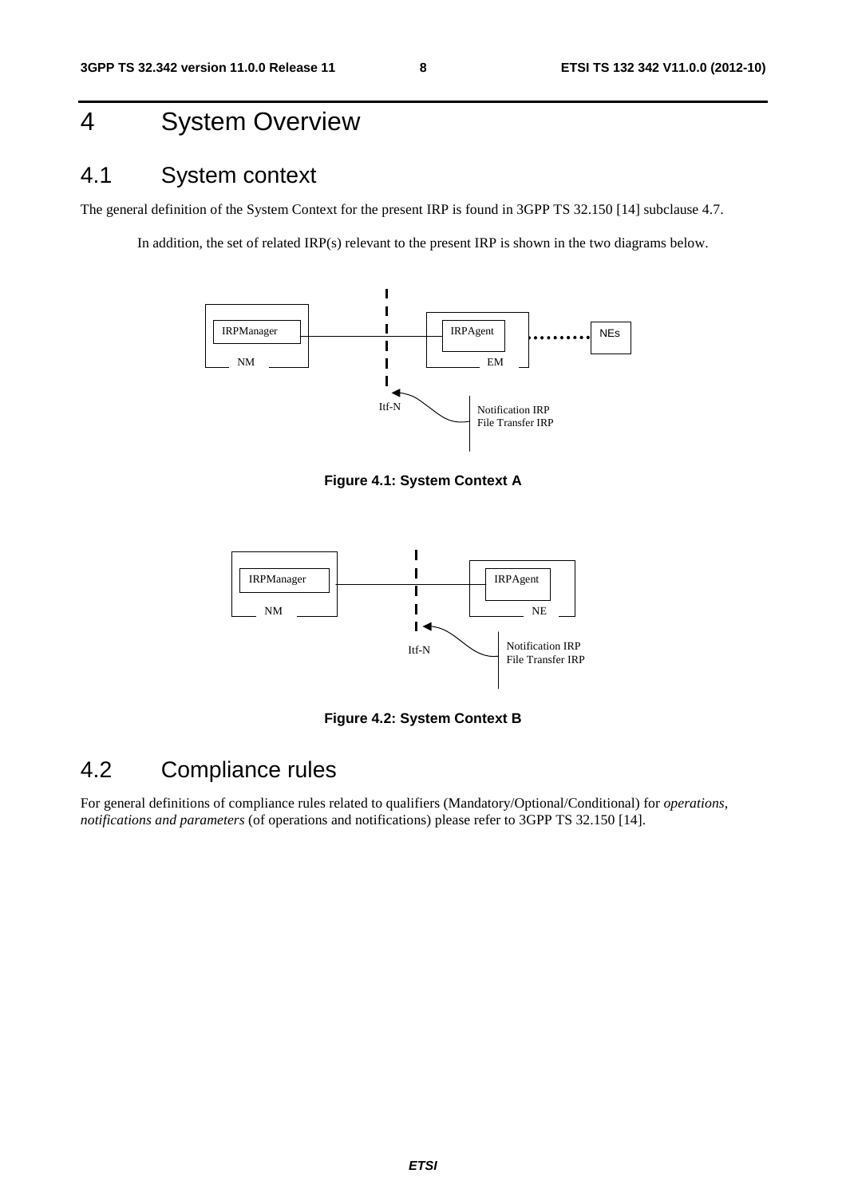# 4 System Overview

## 4.1 System context

The general definition of the System Context for the present IRP is found in 3GPP TS 32.150 [14] subclause 4.7.

In addition, the set of related IRP(s) relevant to the present IRP is shown in the two diagrams below.

**Figure 4.1: System Context A**

**Figure 4.2: System Context B**

## 4.2 Compliance rules

For general definitions of compliance rules related to qualifiers (Mandatory/Optional/Conditional) for *operations, notifications and parameters* (of operations and notifications) please refer to 3GPP TS 32.150 [14].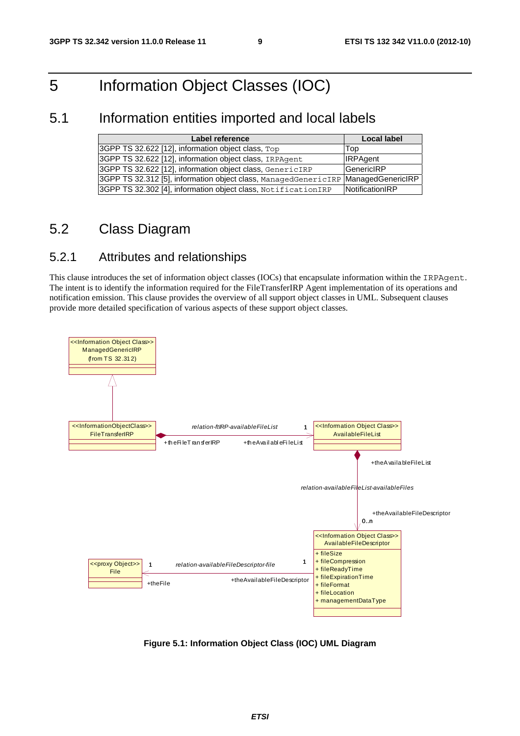# 5 Information Object Classes (IOC)

## 5.1 Information entities imported and local labels

| Label reference | Local label |
|---|---|
| 3GPP TS 32.622 [12], information object class, `Top` | Top |
| 3GPP TS 32.622 [12], information object class, `IRPAgent` | IRPAgent |
| 3GPP TS 32.622 [12], information object class, `GenericIRP` | GenericIRP |
| 3GPP TS 32.312 [5], information object class, `ManagedGenericIRP` | ManagedGenericIRP |
| 3GPP TS 32.302 [4], information object class, `NotificationIRP` | NotificationIRP |

## 5.2 Class Diagram

### 5.2.1 Attributes and relationships

This clause introduces the set of information object classes (IOCs) that encapsulate information within the `IRPAgent`. The intent is to identify the information required for the FileTransferIRP Agent implementation of its operations and notification emission. This clause provides the overview of all support object classes in UML. Subsequent clauses provide more detailed specification of various aspects of these support object classes.

**Figure 5.1: Information Object Class (IOC) UML Diagram**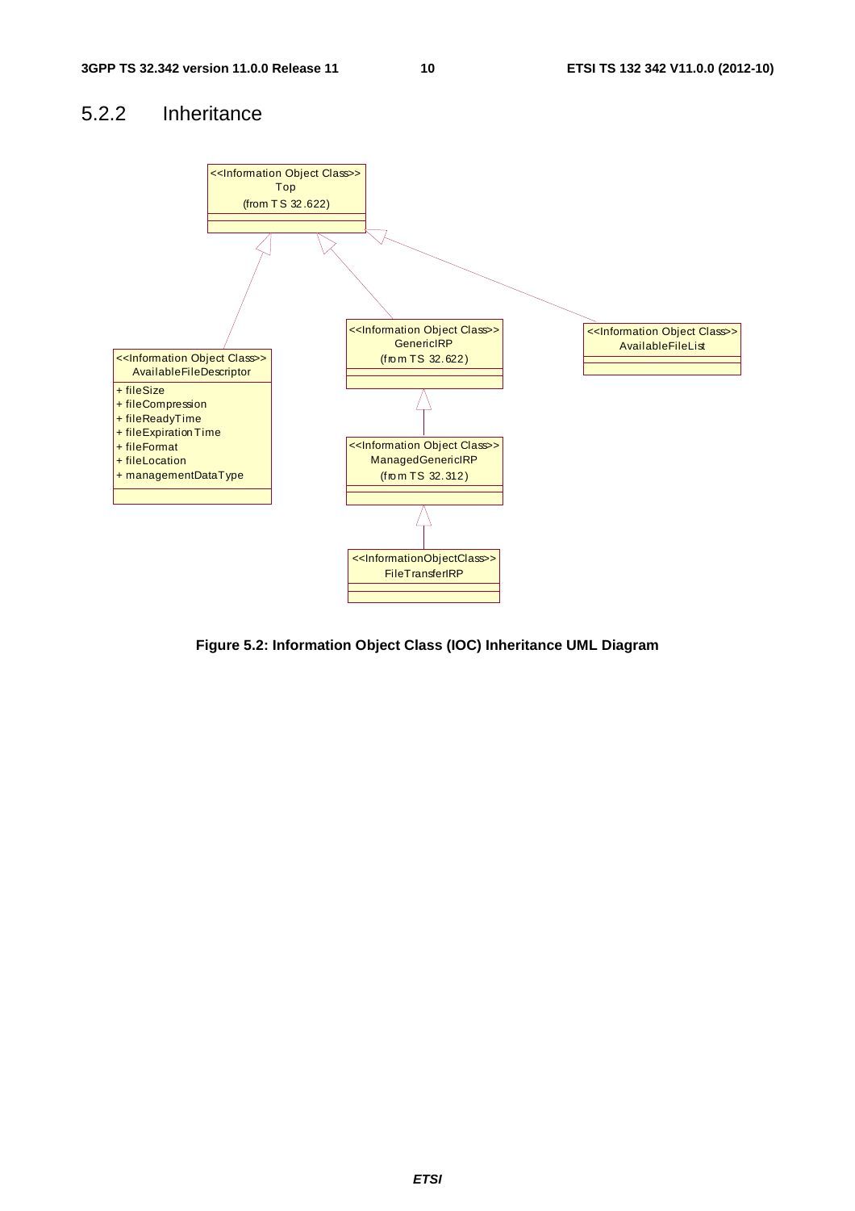### 5.2.2 Inheritance

<<Information Object Class>>
Top
(from TS 32.622)

<<Information Object Class>>
AvailableFileDescriptor

+ fileSize
+ fileCompression
+ fileReadyTime
+ fileExpirationTime
+ fileFormat
+ fileLocation
+ managementDataType

<<Information Object Class>>
GenericIRP
(from TS 32.622)

<<Information Object Class>>
ManagedGenericIRP
(from TS 32.312)

<<InformationObjectClass>>
FileTransferIRP

<<Information Object Class>>
AvailableFileList

**Figure 5.2: Information Object Class (IOC) Inheritance UML Diagram**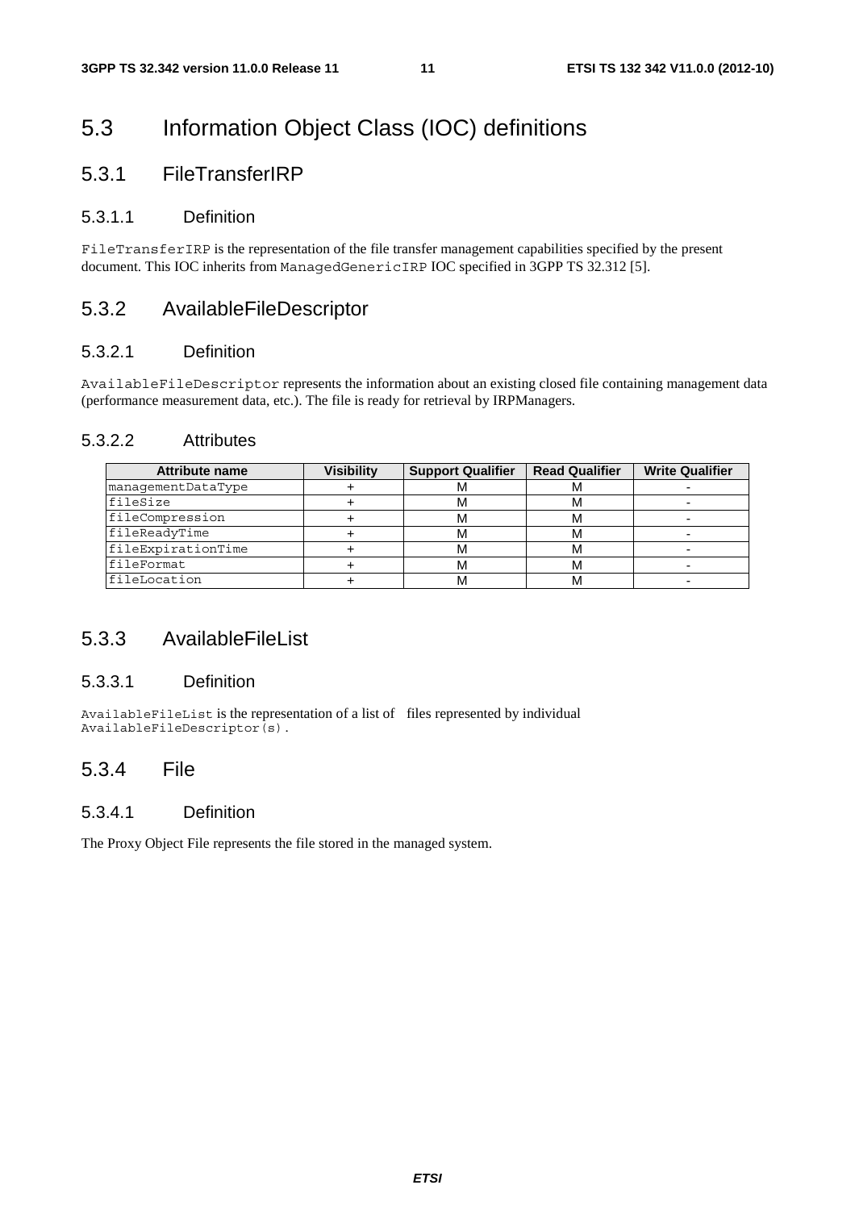# 5.3 Information Object Class (IOC) definitions

## 5.3.1 FileTransferIRP

### 5.3.1.1 Definition

`FileTransferIRP` is the representation of the file transfer management capabilities specified by the present document. This IOC inherits from `ManagedGenericIRP` IOC specified in 3GPP TS 32.312 [5].

## 5.3.2 AvailableFileDescriptor

### 5.3.2.1 Definition

`AvailableFileDescriptor` represents the information about an existing closed file containing management data (performance measurement data, etc.). The file is ready for retrieval by IRPManagers.

### 5.3.2.2 Attributes

| Attribute name | Visibility | Support Qualifier | Read Qualifier | Write Qualifier |
|---|---|---|---|---|
| managementDataType | + | M | M | - |
| fileSize | + | M | M | - |
| fileCompression | + | M | M | - |
| fileReadyTime | + | M | M | - |
| fileExpirationTime | + | M | M | - |
| fileFormat | + | M | M | - |
| fileLocation | + | M | M | - |

## 5.3.3 AvailableFileList

### 5.3.3.1 Definition

`AvailableFileList` is the representation of a list of files represented by individual `AvailableFileDescriptor(s)`.

## 5.3.4 File

### 5.3.4.1 Definition

The Proxy Object File represents the file stored in the managed system.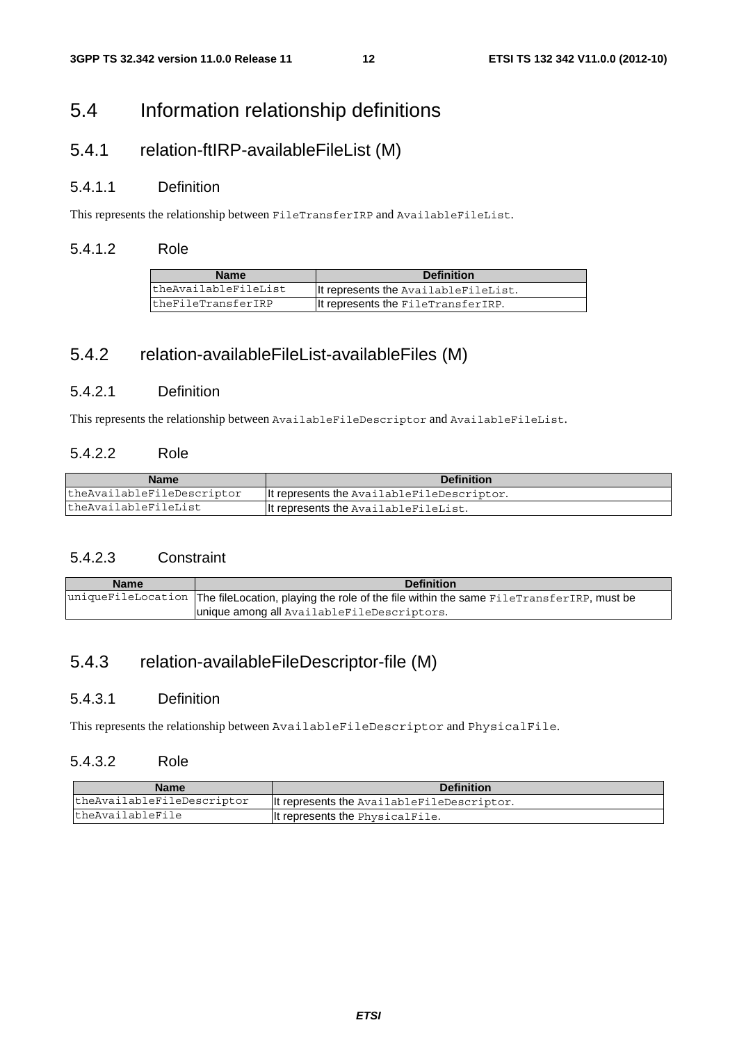# 5.4 Information relationship definitions

## 5.4.1 relation-ftIRP-availableFileList (M)

### 5.4.1.1 Definition

This represents the relationship between `FileTransferIRP` and `AvailableFileList`.

### 5.4.1.2 Role

| Name | Definition |
|---|---|
| `theAvailableFileList` | It represents the `AvailableFileList`. |
| `theFileTransferIRP` | It represents the `FileTransferIRP`. |

## 5.4.2 relation-availableFileList-availableFiles (M)

### 5.4.2.1 Definition

This represents the relationship between `AvailableFileDescriptor` and `AvailableFileList`.

### 5.4.2.2 Role

| Name | Definition |
|---|---|
| `theAvailableFileDescriptor` | It represents the `AvailableFileDescriptor`. |
| `theAvailableFileList` | It represents the `AvailableFileList`. |

### 5.4.2.3 Constraint

| Name | Definition |
|---|---|
| `uniqueFileLocation` | The fileLocation, playing the role of the file within the same `FileTransferIRP`, must be unique among all `AvailableFileDescriptors`. |

## 5.4.3 relation-availableFileDescriptor-file (M)

### 5.4.3.1 Definition

This represents the relationship between `AvailableFileDescriptor` and `PhysicalFile`.

### 5.4.3.2 Role

| Name | Definition |
|---|---|
| `theAvailableFileDescriptor` | It represents the `AvailableFileDescriptor`. |
| `theAvailableFile` | It represents the `PhysicalFile`. |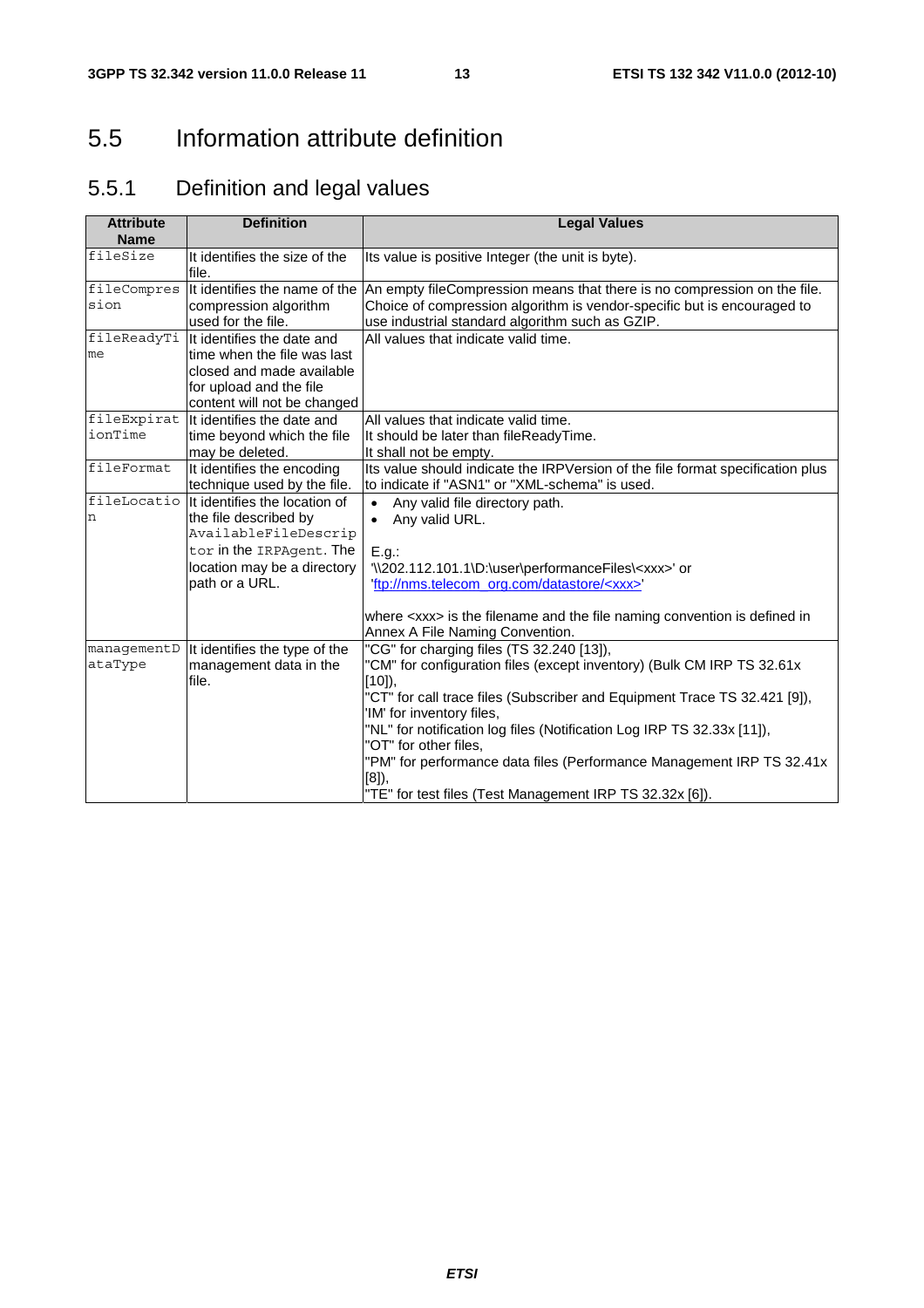# 5.5 Information attribute definition

## 5.5.1 Definition and legal values

| Attribute Name | Definition | Legal Values |
|---|---|---|
| fileSize | It identifies the size of the file. | Its value is positive Integer (the unit is byte). |
| fileCompression | It identifies the name of the compression algorithm used for the file. | An empty fileCompression means that there is no compression on the file. Choice of compression algorithm is vendor-specific but is encouraged to use industrial standard algorithm such as GZIP. |
| fileReadyTime | It identifies the date and time when the file was last closed and made available for upload and the file content will not be changed | All values that indicate valid time. |
| fileExpirationTime | It identifies the date and time beyond which the file may be deleted. | All values that indicate valid time.<br>It should be later than fileReadyTime.<br>It shall not be empty. |
| fileFormat | It identifies the encoding technique used by the file. | Its value should indicate the IRPVersion of the file format specification plus to indicate if "ASN1" or "XML-schema" is used. |
| fileLocation | It identifies the location of the file described by AvailableFileDescriptor in the IRPAgent. The location may be a directory path or a URL. | • Any valid file directory path.<br>• Any valid URL.<br><br>E.g.:<br>'\\202.112.101.1\D:\user\performanceFiles\<xxx>' or<br>'ftp://nms.telecom_org.com/datastore/<xxx>'<br><br>where <xxx> is the filename and the file naming convention is defined in Annex A File Naming Convention. |
| managementDataType | It identifies the type of the management data in the file. | "CG" for charging files (TS 32.240 [13]),<br>"CM" for configuration files (except inventory) (Bulk CM IRP TS 32.61x [10]),<br>"CT" for call trace files (Subscriber and Equipment Trace TS 32.421 [9]),<br>'IM' for inventory files,<br>"NL" for notification log files (Notification Log IRP TS 32.33x [11]),<br>"OT" for other files,<br>"PM" for performance data files (Performance Management IRP TS 32.41x [8]),<br>"TE" for test files (Test Management IRP TS 32.32x [6]). |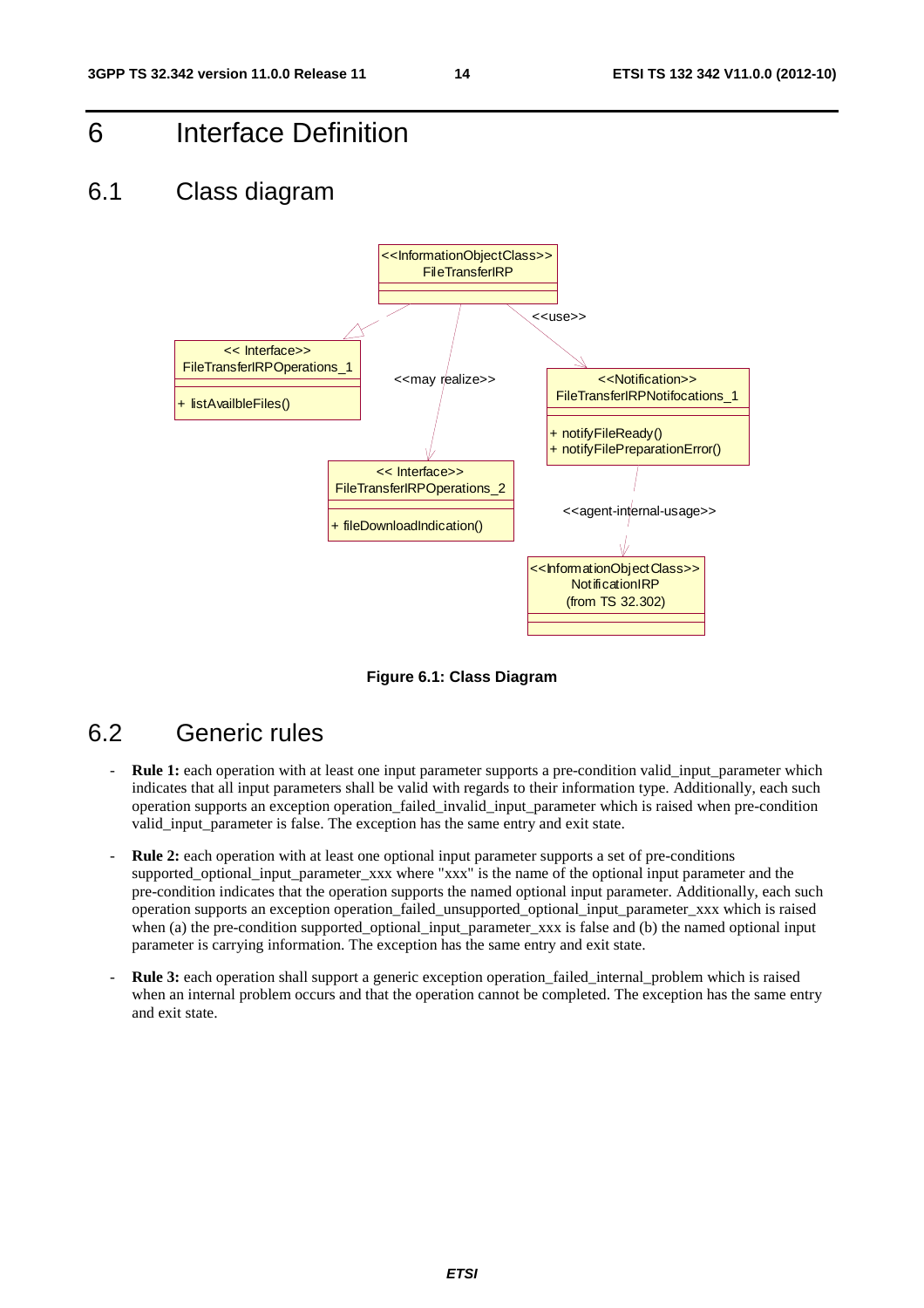# 6 Interface Definition

## 6.1 Class diagram

Figure 6.1: Class Diagram

## 6.2 Generic rules

- **Rule 1:** each operation with at least one input parameter supports a pre-condition valid_input_parameter which indicates that all input parameters shall be valid with regards to their information type. Additionally, each such operation supports an exception operation_failed_invalid_input_parameter which is raised when pre-condition valid_input_parameter is false. The exception has the same entry and exit state.

- **Rule 2:** each operation with at least one optional input parameter supports a set of pre-conditions supported_optional_input_parameter_xxx where "xxx" is the name of the optional input parameter and the pre-condition indicates that the operation supports the named optional input parameter. Additionally, each such operation supports an exception operation_failed_unsupported_optional_input_parameter_xxx which is raised when (a) the pre-condition supported_optional_input_parameter_xxx is false and (b) the named optional input parameter is carrying information. The exception has the same entry and exit state.

- **Rule 3:** each operation shall support a generic exception operation_failed_internal_problem which is raised when an internal problem occurs and that the operation cannot be completed. The exception has the same entry and exit state.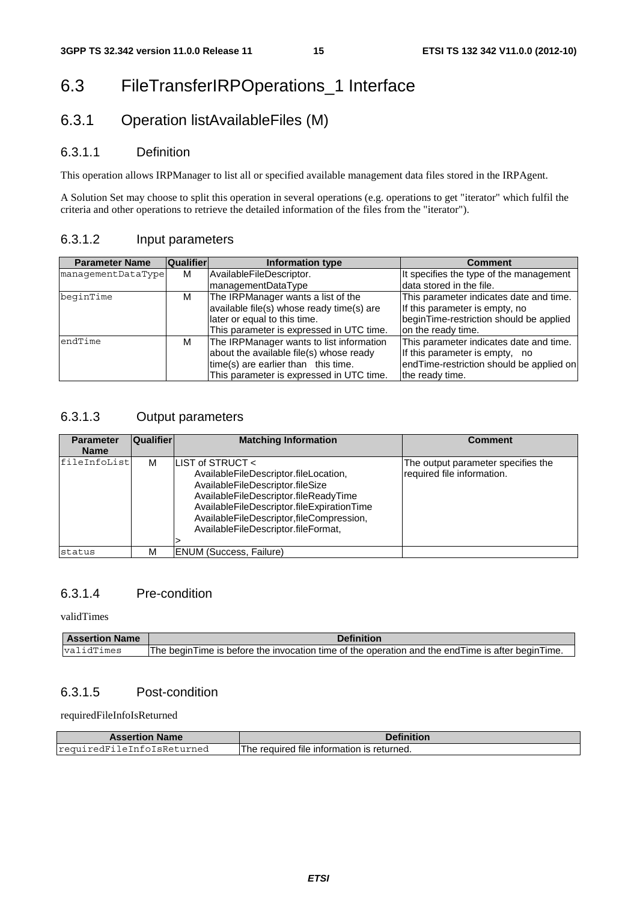# 6.3 FileTransferIRPOperations_1 Interface

## 6.3.1 Operation listAvailableFiles (M)

### 6.3.1.1 Definition

This operation allows IRPManager to list all or specified available management data files stored in the IRPAgent.

A Solution Set may choose to split this operation in several operations (e.g. operations to get "iterator" which fulfil the criteria and other operations to retrieve the detailed information of the files from the "iterator").

### 6.3.1.2 Input parameters

| Parameter Name | Qualifier | Information type | Comment |
|---|---|---|---|
| managementDataType | M | AvailableFileDescriptor. managementDataType | It specifies the type of the management data stored in the file. |
| beginTime | M | The IRPManager wants a list of the available file(s) whose ready time(s) are later or equal to this time. This parameter is expressed in UTC time. | This parameter indicates date and time. If this parameter is empty, no beginTime-restriction should be applied on the ready time. |
| endTime | M | The IRPManager wants to list information about the available file(s) whose ready time(s) are earlier than this time. This parameter is expressed in UTC time. | This parameter indicates date and time. If this parameter is empty, no endTime-restriction should be applied on the ready time. |

### 6.3.1.3 Output parameters

| Parameter Name | Qualifier | Matching Information | Comment |
|---|---|---|---|
| fileInfoList | M | LIST of STRUCT < AvailableFileDescriptor.fileLocation, AvailableFileDescriptor.fileSize AvailableFileDescriptor.fileReadyTime AvailableFileDescriptor.fileExpirationTime AvailableFileDescriptor,fileCompression, AvailableFileDescriptor.fileFormat, > | The output parameter specifies the required file information. |
| status | M | ENUM (Success, Failure) | |

### 6.3.1.4 Pre-condition

validTimes

| Assertion Name | Definition |
|---|---|
| validTimes | The beginTime is before the invocation time of the operation and the endTime is after beginTime. |

### 6.3.1.5 Post-condition

requiredFileInfoIsReturned

| Assertion Name | Definition |
|---|---|
| requiredFileInfoIsReturned | The required file information is returned. |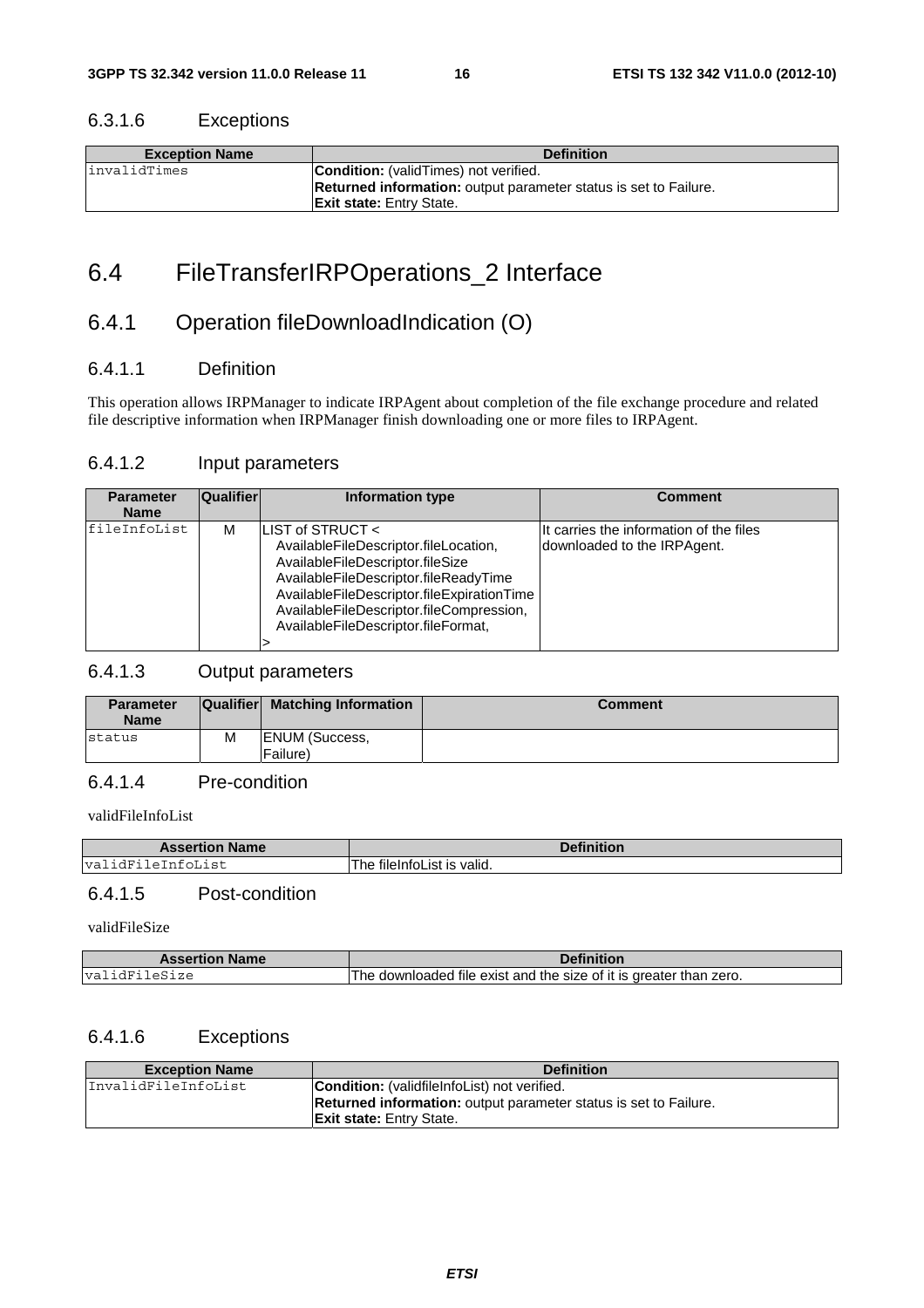#### 6.3.1.6 Exceptions

| Exception Name | Definition |
|---|---|
| invalidTimes | **Condition:** (validTimes) not verified.<br>**Returned information:** output parameter status is set to Failure.<br>**Exit state:** Entry State. |

## 6.4 FileTransferIRPOperations_2 Interface

### 6.4.1 Operation fileDownloadIndication (O)

#### 6.4.1.1 Definition

This operation allows IRPManager to indicate IRPAgent about completion of the file exchange procedure and related file descriptive information when IRPManager finish downloading one or more files to IRPAgent.

#### 6.4.1.2 Input parameters

| Parameter Name | Qualifier | Information type | Comment |
|---|---|---|---|
| fileInfoList | M | LIST of STRUCT <<br>AvailableFileDescriptor.fileLocation,<br>AvailableFileDescriptor.fileSize<br>AvailableFileDescriptor.fileReadyTime<br>AvailableFileDescriptor.fileExpirationTime<br>AvailableFileDescriptor.fileCompression,<br>AvailableFileDescriptor.fileFormat,<br>> | It carries the information of the files downloaded to the IRPAgent. |

#### 6.4.1.3 Output parameters

| Parameter Name | Qualifier | Matching Information | Comment |
|---|---|---|---|
| status | M | ENUM (Success, Failure) | |

#### 6.4.1.4 Pre-condition

validFileInfoList

| Assertion Name | Definition |
|---|---|
| validFileInfoList | The fileInfoList is valid. |

#### 6.4.1.5 Post-condition

validFileSize

| Assertion Name | Definition |
|---|---|
| validFileSize | The downloaded file exist and the size of it is greater than zero. |

#### 6.4.1.6 Exceptions

| Exception Name | Definition |
|---|---|
| InvalidFileInfoList | **Condition:** (validfileInfoList) not verified.<br>**Returned information:** output parameter status is set to Failure.<br>**Exit state:** Entry State. |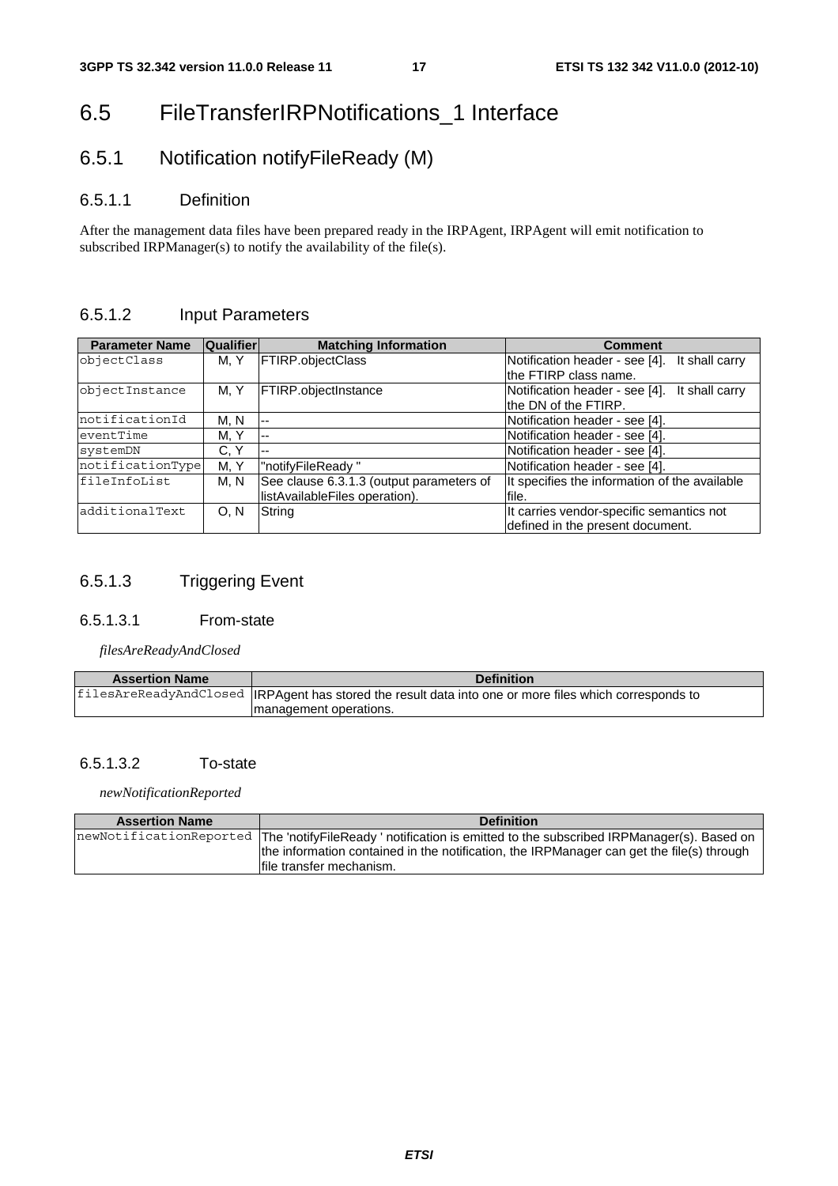# 6.5 FileTransferIRPNotifications_1 Interface

## 6.5.1 Notification notifyFileReady (M)

### 6.5.1.1 Definition

After the management data files have been prepared ready in the IRPAgent, IRPAgent will emit notification to subscribed IRPManager(s) to notify the availability of the file(s).

### 6.5.1.2 Input Parameters

| Parameter Name | Qualifier | Matching Information | Comment |
|---|---|---|---|
| objectClass | M, Y | FTIRP.objectClass | Notification header - see [4]. It shall carry the FTIRP class name. |
| objectInstance | M, Y | FTIRP.objectInstance | Notification header - see [4]. It shall carry the DN of the FTIRP. |
| notificationId | M, N | -- | Notification header - see [4]. |
| eventTime | M, Y | -- | Notification header - see [4]. |
| systemDN | C, Y | -- | Notification header - see [4]. |
| notificationType | M, Y | "notifyFileReady " | Notification header - see [4]. |
| fileInfoList | M, N | See clause 6.3.1.3 (output parameters of listAvailableFiles operation). | It specifies the information of the available file. |
| additionalText | O, N | String | It carries vendor-specific semantics not defined in the present document. |

### 6.5.1.3 Triggering Event

#### 6.5.1.3.1 From-state

*filesAreReadyAndClosed*

| Assertion Name | Definition |
|---|---|
| filesAreReadyAndClosed | IRPAgent has stored the result data into one or more files which corresponds to management operations. |

#### 6.5.1.3.2 To-state

*newNotificationReported*

| Assertion Name | Definition |
|---|---|
| newNotificationReported | The 'notifyFileReady ' notification is emitted to the subscribed IRPManager(s). Based on the information contained in the notification, the IRPManager can get the file(s) through file transfer mechanism. |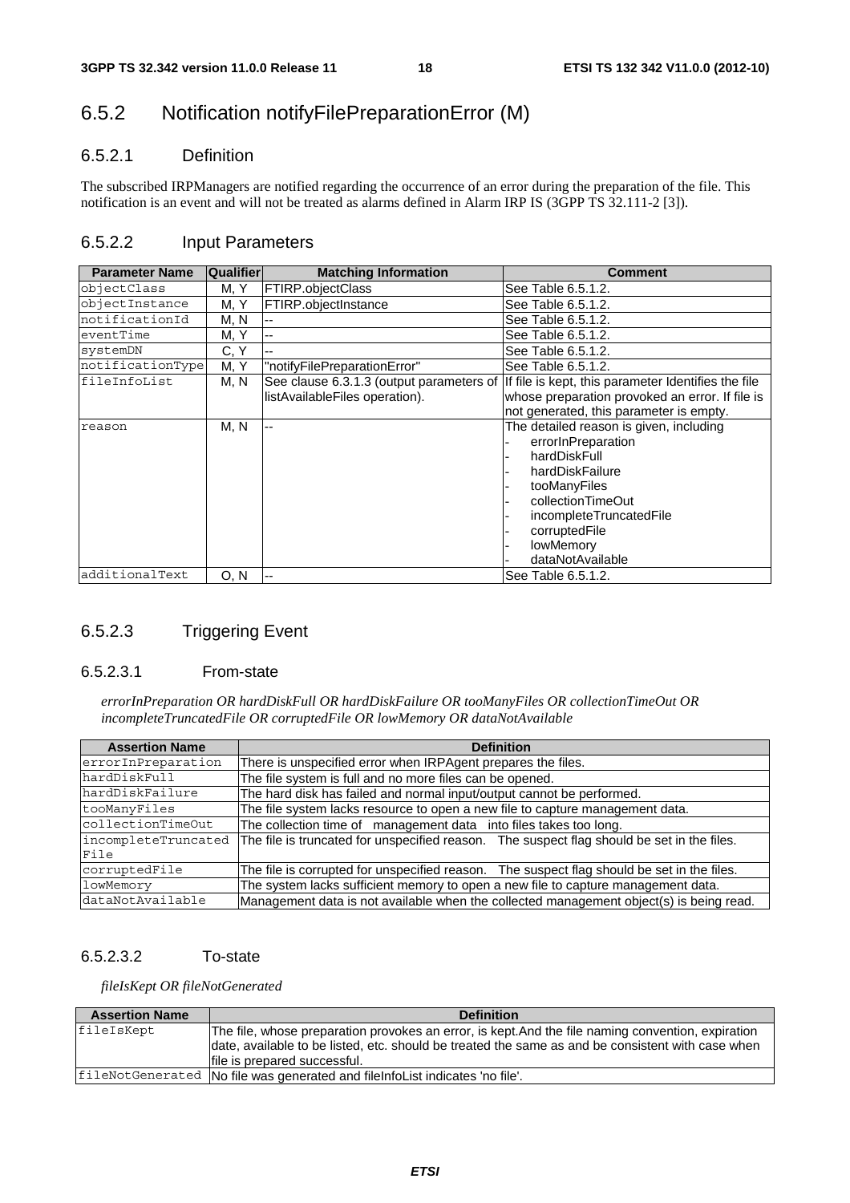## 6.5.2 Notification notifyFilePreparationError (M)

### 6.5.2.1 Definition

The subscribed IRPManagers are notified regarding the occurrence of an error during the preparation of the file. This notification is an event and will not be treated as alarms defined in Alarm IRP IS (3GPP TS 32.111-2 [3]).

### 6.5.2.2 Input Parameters

| Parameter Name | Qualifier | Matching Information | Comment |
|---|---|---|---|
| objectClass | M, Y | FTIRP.objectClass | See Table 6.5.1.2. |
| objectInstance | M, Y | FTIRP.objectInstance | See Table 6.5.1.2. |
| notificationId | M, N | -- | See Table 6.5.1.2. |
| eventTime | M, Y | -- | See Table 6.5.1.2. |
| systemDN | C, Y | -- | See Table 6.5.1.2. |
| notificationType | M, Y | "notifyFilePreparationError" | See Table 6.5.1.2. |
| fileInfoList | M, N | See clause 6.3.1.3 (output parameters of listAvailableFiles operation). | If file is kept, this parameter Identifies the file whose preparation provoked an error. If file is not generated, this parameter is empty. |
| reason | M, N | -- | The detailed reason is given, including<br>- errorInPreparation<br>- hardDiskFull<br>- hardDiskFailure<br>- tooManyFiles<br>- collectionTimeOut<br>- incompleteTruncatedFile<br>- corruptedFile<br>- lowMemory<br>- dataNotAvailable |
| additionalText | O, N | -- | See Table 6.5.1.2. |

### 6.5.2.3 Triggering Event

#### 6.5.2.3.1 From-state

*errorInPreparation OR hardDiskFull OR hardDiskFailure OR tooManyFiles OR collectionTimeOut OR incompleteTruncatedFile OR corruptedFile OR lowMemory OR dataNotAvailable*

| Assertion Name | Definition |
|---|---|
| errorInPreparation | There is unspecified error when IRPAgent prepares the files. |
| hardDiskFull | The file system is full and no more files can be opened. |
| hardDiskFailure | The hard disk has failed and normal input/output cannot be performed. |
| tooManyFiles | The file system lacks resource to open a new file to capture management data. |
| collectionTimeOut | The collection time of management data into files takes too long. |
| incompleteTruncatedFile | The file is truncated for unspecified reason. The suspect flag should be set in the files. |
| corruptedFile | The file is corrupted for unspecified reason. The suspect flag should be set in the files. |
| lowMemory | The system lacks sufficient memory to open a new file to capture management data. |
| dataNotAvailable | Management data is not available when the collected management object(s) is being read. |

#### 6.5.2.3.2 To-state

*fileIsKept OR fileNotGenerated*

| Assertion Name | Definition |
|---|---|
| fileIsKept | The file, whose preparation provokes an error, is kept.And the file naming convention, expiration date, available to be listed, etc. should be treated the same as and be consistent with case when file is prepared successful. |
| fileNotGenerated | No file was generated and fileInfoList indicates 'no file'. |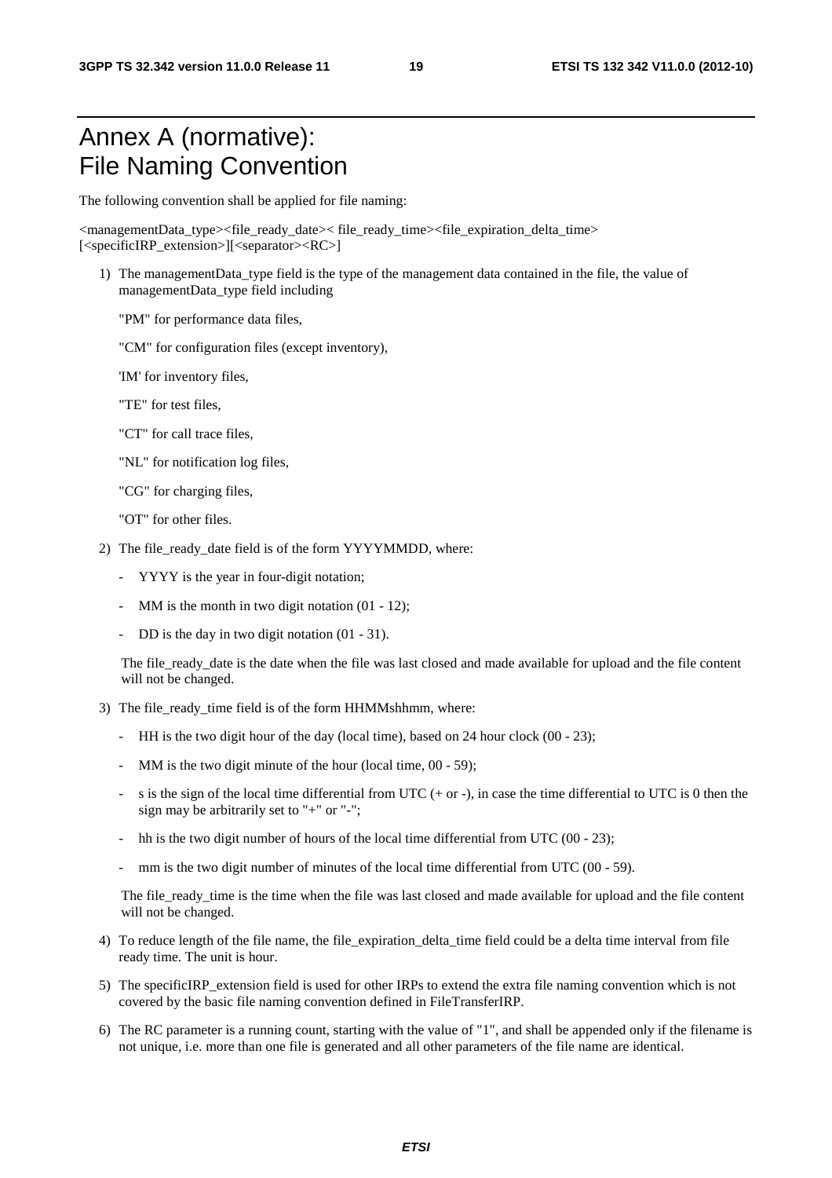# Annex A (normative): File Naming Convention

The following convention shall be applied for file naming:

<managementData_type><file_ready_date>< file_ready_time><file_expiration_delta_time>[<specificIRP_extension>][<separator><RC>]

1) The managementData_type field is the type of the management data contained in the file, the value of managementData_type field including

   "PM" for performance data files,

   "CM" for configuration files (except inventory),

   'IM' for inventory files,

   "TE" for test files,

   "CT" for call trace files,

   "NL" for notification log files,

   "CG" for charging files,

   "OT" for other files.

2) The file_ready_date field is of the form YYYYMMDD, where:

   - YYYY is the year in four-digit notation;
   - MM is the month in two digit notation (01 - 12);
   - DD is the day in two digit notation (01 - 31).

   The file_ready_date is the date when the file was last closed and made available for upload and the file content will not be changed.

3) The file_ready_time field is of the form HHMMshhmm, where:

   - HH is the two digit hour of the day (local time), based on 24 hour clock (00 - 23);
   - MM is the two digit minute of the hour (local time, 00 - 59);
   - s is the sign of the local time differential from UTC (+ or -), in case the time differential to UTC is 0 then the sign may be arbitrarily set to "+" or "-";
   - hh is the two digit number of hours of the local time differential from UTC (00 - 23);
   - mm is the two digit number of minutes of the local time differential from UTC (00 - 59).

   The file_ready_time is the time when the file was last closed and made available for upload and the file content will not be changed.

4) To reduce length of the file name, the file_expiration_delta_time field could be a delta time interval from file ready time. The unit is hour.

5) The specificIRP_extension field is used for other IRPs to extend the extra file naming convention which is not covered by the basic file naming convention defined in FileTransferIRP.

6) The RC parameter is a running count, starting with the value of "1", and shall be appended only if the filename is not unique, i.e. more than one file is generated and all other parameters of the file name are identical.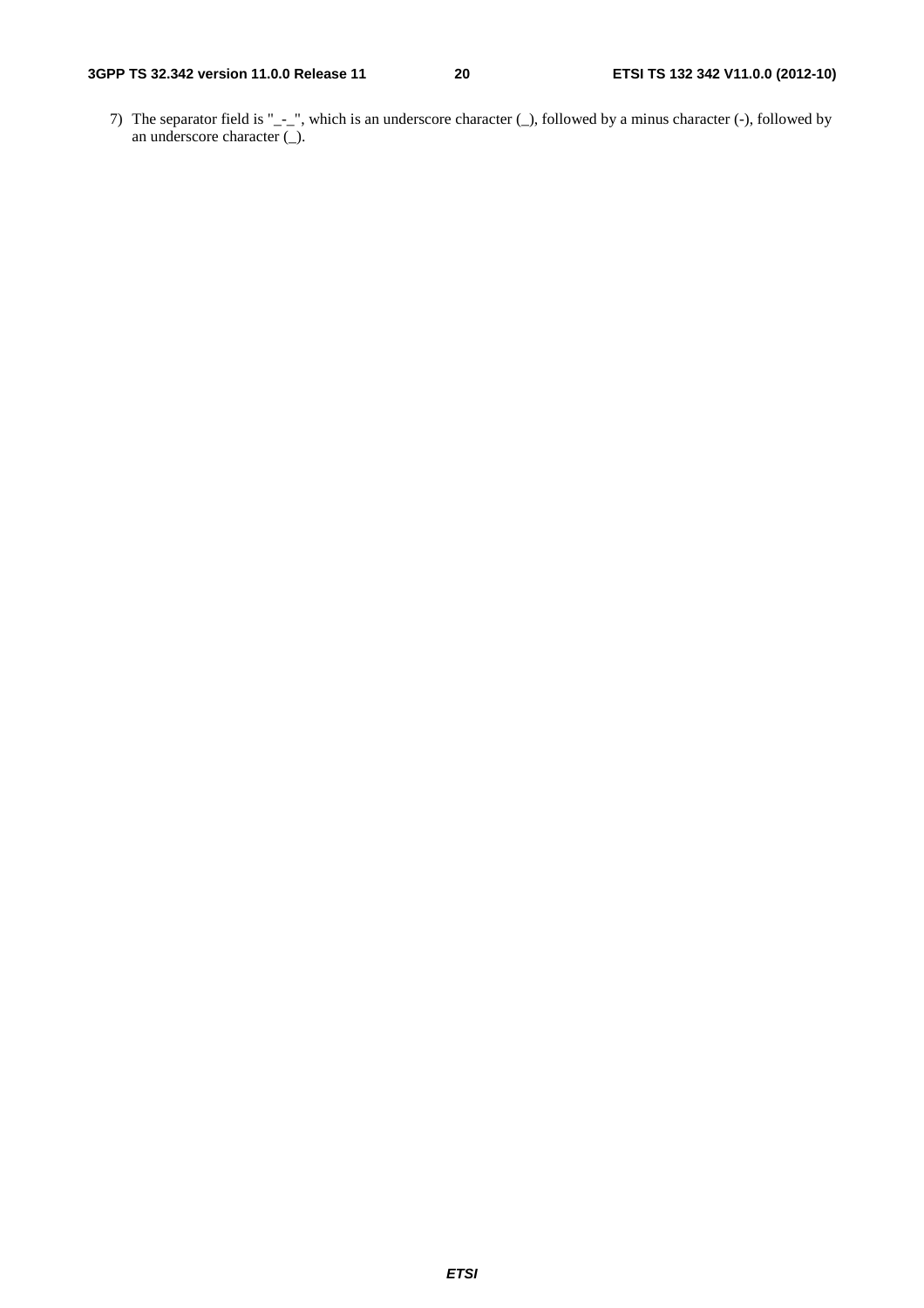7) The separator field is "_-_", which is an underscore character (_), followed by a minus character (-), followed by an underscore character (_).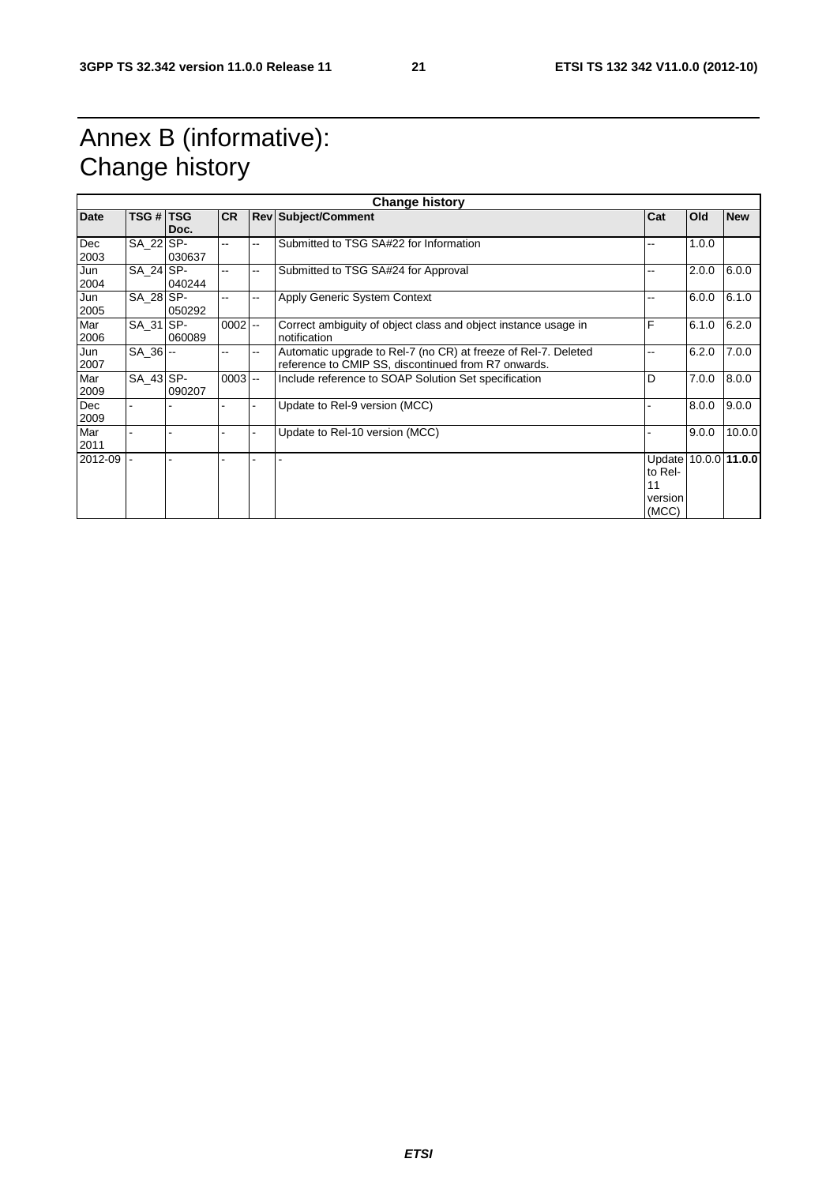# Annex B (informative): Change history

| Change history | | | | | | | | |
|---|---|---|---|---|---|---|---|---|
| **Date** | **TSG #** | **TSG Doc.** | **CR** | **Rev** | **Subject/Comment** | **Cat** | **Old** | **New** |
| Dec 2003 | SA_22 | SP-030637 | -- | -- | Submitted to TSG SA#22 for Information | -- | 1.0.0 | |
| Jun 2004 | SA_24 | SP-040244 | -- | -- | Submitted to TSG SA#24 for Approval | -- | 2.0.0 | 6.0.0 |
| Jun 2005 | SA_28 | SP-050292 | -- | -- | Apply Generic System Context | -- | 6.0.0 | 6.1.0 |
| Mar 2006 | SA_31 | SP-060089 | 0002 | -- | Correct ambiguity of object class and object instance usage in notification | F | 6.1.0 | 6.2.0 |
| Jun 2007 | SA_36 | -- | -- | -- | Automatic upgrade to Rel-7 (no CR) at freeze of Rel-7. Deleted reference to CMIP SS, discontinued from R7 onwards. | -- | 6.2.0 | 7.0.0 |
| Mar 2009 | SA_43 | SP-090207 | 0003 | -- | Include reference to SOAP Solution Set specification | D | 7.0.0 | 8.0.0 |
| Dec 2009 | - | - | - | - | Update to Rel-9 version (MCC) | - | 8.0.0 | 9.0.0 |
| Mar 2011 | - | - | - | - | Update to Rel-10 version (MCC) | - | 9.0.0 | 10.0.0 |
| 2012-09 | - | - | - | - | - | Update to Rel-11 version (MCC) | 10.0.0 | **11.0.0** |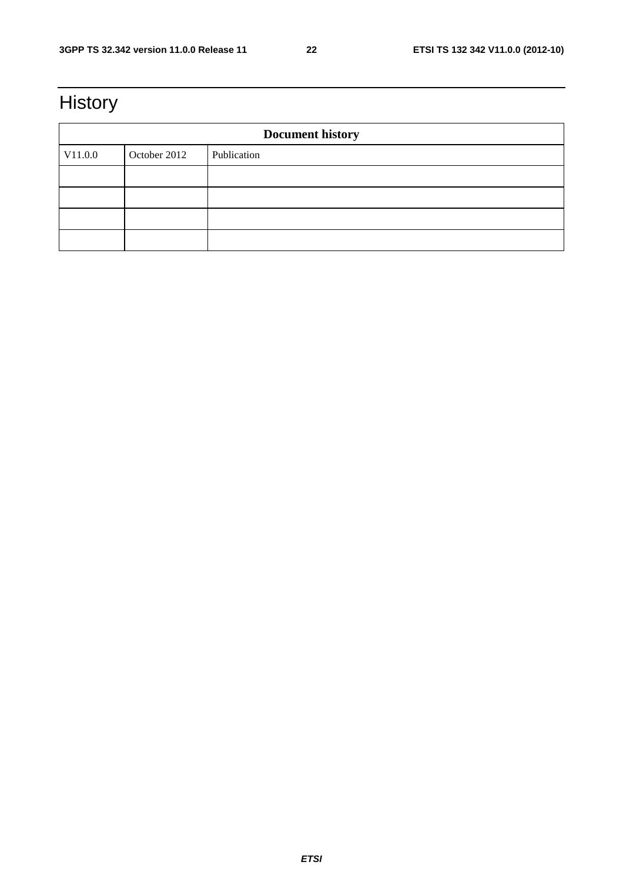# History

| Document history | | |
|---|---|---|
| V11.0.0 | October 2012 | Publication |
| | | |
| | | |
| | | |
| | | |